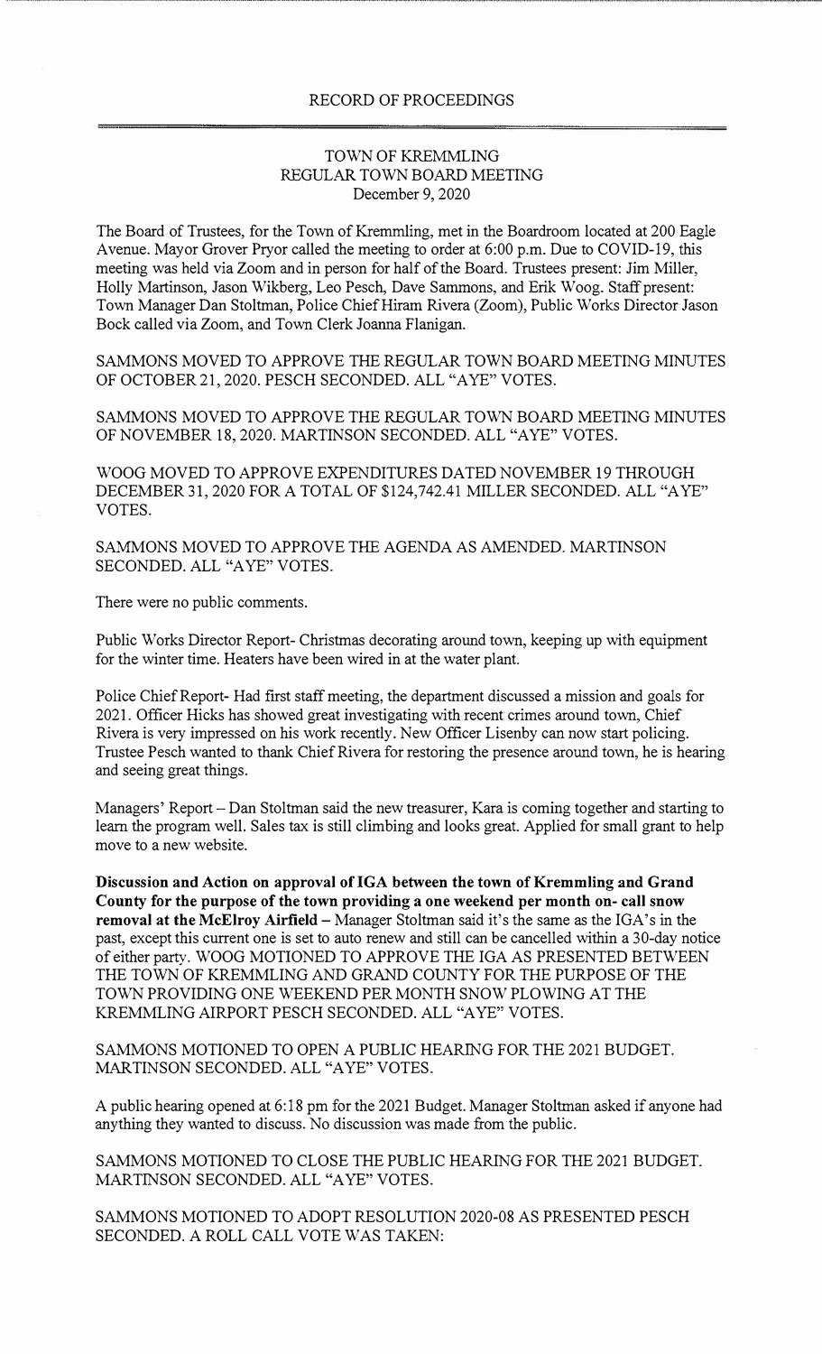RECORD OF PROCEEDINGS

TOWN OF KREMMLING
REGULAR TOWN BOARD MEETING
December 9, 2020

The Board of Trustees, for the Town of Kremmling, met in the Boardroom located at 200 Eagle Avenue. Mayor Grover Pryor called the meeting to order at 6:00 p.m. Due to COVID-19, this meeting was held via Zoom and in person for half of the Board. Trustees present: Jim Miller, Holly Martinson, Jason Wikberg, Leo Pesch, Dave Sammons, and Erik Woog. Staff present: Town Manager Dan Stoltman, Police Chief Hiram Rivera (Zoom), Public Works Director Jason Bock called via Zoom, and Town Clerk Joanna Flanigan.

SAMMONS MOVED TO APPROVE THE REGULAR TOWN BOARD MEETING MINUTES OF OCTOBER 21, 2020. PESCH SECONDED. ALL "AYE" VOTES.

SAMMONS MOVED TO APPROVE THE REGULAR TOWN BOARD MEETING MINUTES OF NOVEMBER 18, 2020. MARTINSON SECONDED. ALL "AYE" VOTES.

WOOG MOVED TO APPROVE EXPENDITURES DATED NOVEMBER 19 THROUGH DECEMBER 31, 2020 FOR A TOTAL OF $124,742.41 MILLER SECONDED. ALL "AYE" VOTES.

SAMMONS MOVED TO APPROVE THE AGENDA AS AMENDED. MARTINSON SECONDED. ALL "AYE" VOTES.

There were no public comments.

Public Works Director Report- Christmas decorating around town, keeping up with equipment for the winter time. Heaters have been wired in at the water plant.

Police Chief Report- Had first staff meeting, the department discussed a mission and goals for 2021. Officer Hicks has showed great investigating with recent crimes around town, Chief Rivera is very impressed on his work recently. New Officer Lisenby can now start policing. Trustee Pesch wanted to thank Chief Rivera for restoring the presence around town, he is hearing and seeing great things.

Managers' Report – Dan Stoltman said the new treasurer, Kara is coming together and starting to learn the program well. Sales tax is still climbing and looks great. Applied for small grant to help move to a new website.

**Discussion and Action on approval of IGA between the town of Kremmling and Grand County for the purpose of the town providing a one weekend per month on- call snow removal at the McElroy Airfield –** Manager Stoltman said it's the same as the IGA's in the past, except this current one is set to auto renew and still can be cancelled within a 30-day notice of either party. WOOG MOTIONED TO APPROVE THE IGA AS PRESENTED BETWEEN THE TOWN OF KREMMLING AND GRAND COUNTY FOR THE PURPOSE OF THE TOWN PROVIDING ONE WEEKEND PER MONTH SNOW PLOWING AT THE KREMMLING AIRPORT PESCH SECONDED. ALL "AYE" VOTES.

SAMMONS MOTIONED TO OPEN A PUBLIC HEARING FOR THE 2021 BUDGET. MARTINSON SECONDED. ALL "AYE" VOTES.

A public hearing opened at 6:18 pm for the 2021 Budget. Manager Stoltman asked if anyone had anything they wanted to discuss. No discussion was made from the public.

SAMMONS MOTIONED TO CLOSE THE PUBLIC HEARING FOR THE 2021 BUDGET. MARTINSON SECONDED. ALL "AYE" VOTES.

SAMMONS MOTIONED TO ADOPT RESOLUTION 2020-08 AS PRESENTED PESCH SECONDED. A ROLL CALL VOTE WAS TAKEN: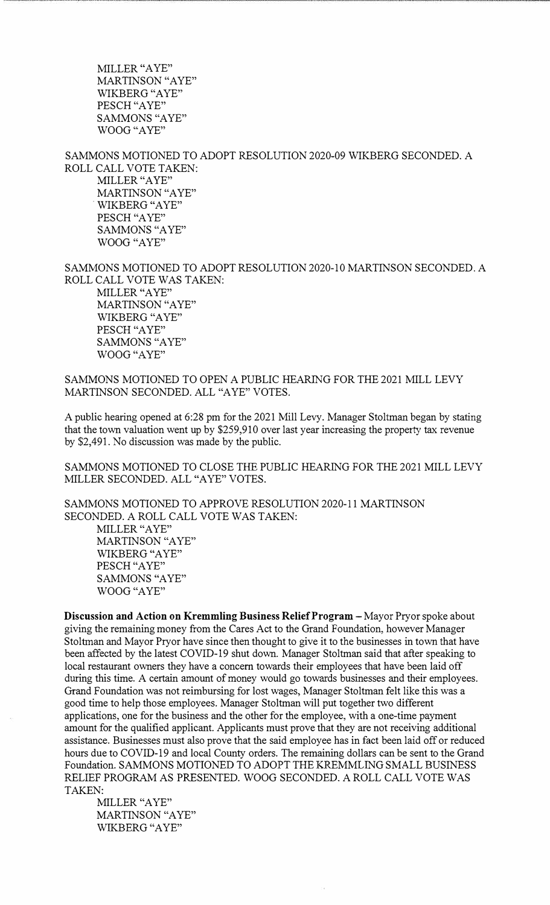MILLER "AYE"
MARTINSON "AYE"
WIKBERG "AYE"
PESCH "AYE"
SAMMONS "AYE"
WOOG "AYE"

SAMMONS MOTIONED TO ADOPT RESOLUTION 2020-09 WIKBERG SECONDED. A ROLL CALL VOTE TAKEN:

MILLER "AYE"
MARTINSON "AYE"
WIKBERG "AYE"
PESCH "AYE"
SAMMONS "AYE"
WOOG "AYE"

SAMMONS MOTIONED TO ADOPT RESOLUTION 2020-10 MARTINSON SECONDED. A ROLL CALL VOTE WAS TAKEN:

MILLER "AYE"
MARTINSON "AYE"
WIKBERG "AYE"
PESCH "AYE"
SAMMONS "AYE"
WOOG "AYE"

SAMMONS MOTIONED TO OPEN A PUBLIC HEARING FOR THE 2021 MILL LEVY MARTINSON SECONDED. ALL "AYE" VOTES.

A public hearing opened at 6:28 pm for the 2021 Mill Levy. Manager Stoltman began by stating that the town valuation went up by $259,910 over last year increasing the property tax revenue by $2,491. No discussion was made by the public.

SAMMONS MOTIONED TO CLOSE THE PUBLIC HEARING FOR THE 2021 MILL LEVY MILLER SECONDED. ALL "AYE" VOTES.

SAMMONS MOTIONED TO APPROVE RESOLUTION 2020-11 MARTINSON SECONDED. A ROLL CALL VOTE WAS TAKEN:

MILLER "AYE"
MARTINSON "AYE"
WIKBERG "AYE"
PESCH "AYE"
SAMMONS "AYE"
WOOG "AYE"

**Discussion and Action on Kremmling Business Relief Program –** Mayor Pryor spoke about giving the remaining money from the Cares Act to the Grand Foundation, however Manager Stoltman and Mayor Pryor have since then thought to give it to the businesses in town that have been affected by the latest COVID-19 shut down. Manager Stoltman said that after speaking to local restaurant owners they have a concern towards their employees that have been laid off during this time. A certain amount of money would go towards businesses and their employees. Grand Foundation was not reimbursing for lost wages, Manager Stoltman felt like this was a good time to help those employees. Manager Stoltman will put together two different applications, one for the business and the other for the employee, with a one-time payment amount for the qualified applicant. Applicants must prove that they are not receiving additional assistance. Businesses must also prove that the said employee has in fact been laid off or reduced hours due to COVID-19 and local County orders. The remaining dollars can be sent to the Grand Foundation. SAMMONS MOTIONED TO ADOPT THE KREMMLING SMALL BUSINESS RELIEF PROGRAM AS PRESENTED. WOOG SECONDED. A ROLL CALL VOTE WAS TAKEN:

MILLER "AYE"
MARTINSON "AYE"
WIKBERG "AYE"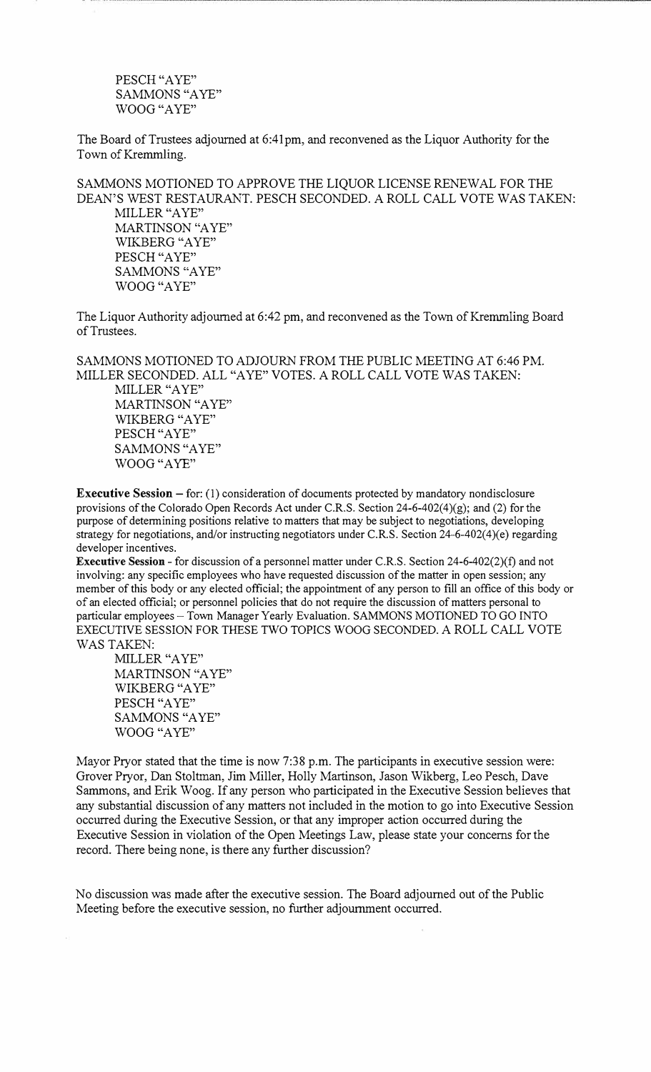PESCH "AYE"
SAMMONS "AYE"
WOOG "AYE"

The Board of Trustees adjourned at 6:41pm, and reconvened as the Liquor Authority for the Town of Kremmling.

SAMMONS MOTIONED TO APPROVE THE LIQUOR LICENSE RENEWAL FOR THE DEAN'S WEST RESTAURANT. PESCH SECONDED. A ROLL CALL VOTE WAS TAKEN:
MILLER "AYE"
MARTINSON "AYE"
WIKBERG "AYE"
PESCH "AYE"
SAMMONS "AYE"
WOOG "AYE"

The Liquor Authority adjourned at 6:42 pm, and reconvened as the Town of Kremmling Board of Trustees.

SAMMONS MOTIONED TO ADJOURN FROM THE PUBLIC MEETING AT 6:46 PM. MILLER SECONDED. ALL "AYE" VOTES. A ROLL CALL VOTE WAS TAKEN:
MILLER "AYE"
MARTINSON "AYE"
WIKBERG "AYE"
PESCH "AYE"
SAMMONS "AYE"
WOOG "AYE"

**Executive Session** – for: (1) consideration of documents protected by mandatory nondisclosure provisions of the Colorado Open Records Act under C.R.S. Section 24-6-402(4)(g); and (2) for the purpose of determining positions relative to matters that may be subject to negotiations, developing strategy for negotiations, and/or instructing negotiators under C.R.S. Section 24-6-402(4)(e) regarding developer incentives.

**Executive Session** - for discussion of a personnel matter under C.R.S. Section 24-6-402(2)(f) and not involving: any specific employees who have requested discussion of the matter in open session; any member of this body or any elected official; the appointment of any person to fill an office of this body or of an elected official; or personnel policies that do not require the discussion of matters personal to particular employees – Town Manager Yearly Evaluation. SAMMONS MOTIONED TO GO INTO EXECUTIVE SESSION FOR THESE TWO TOPICS WOOG SECONDED. A ROLL CALL VOTE WAS TAKEN:
MILLER "AYE"
MARTINSON "AYE"
WIKBERG "AYE"
PESCH "AYE"
SAMMONS "AYE"
WOOG "AYE"

Mayor Pryor stated that the time is now 7:38 p.m. The participants in executive session were: Grover Pryor, Dan Stoltman, Jim Miller, Holly Martinson, Jason Wikberg, Leo Pesch, Dave Sammons, and Erik Woog. If any person who participated in the Executive Session believes that any substantial discussion of any matters not included in the motion to go into Executive Session occurred during the Executive Session, or that any improper action occurred during the Executive Session in violation of the Open Meetings Law, please state your concerns for the record. There being none, is there any further discussion?

No discussion was made after the executive session. The Board adjourned out of the Public Meeting before the executive session, no further adjournment occurred.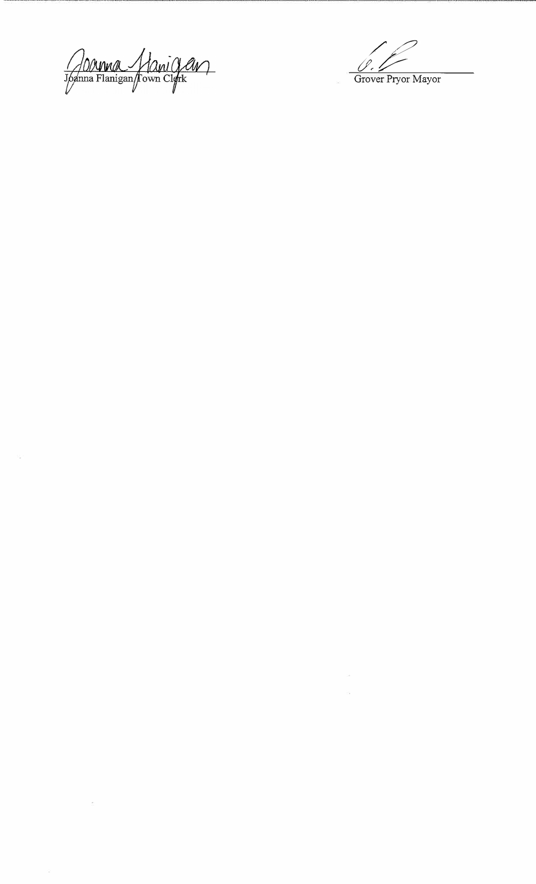Joanna Flanigan Town Clerk

Grover Pryor Mayor